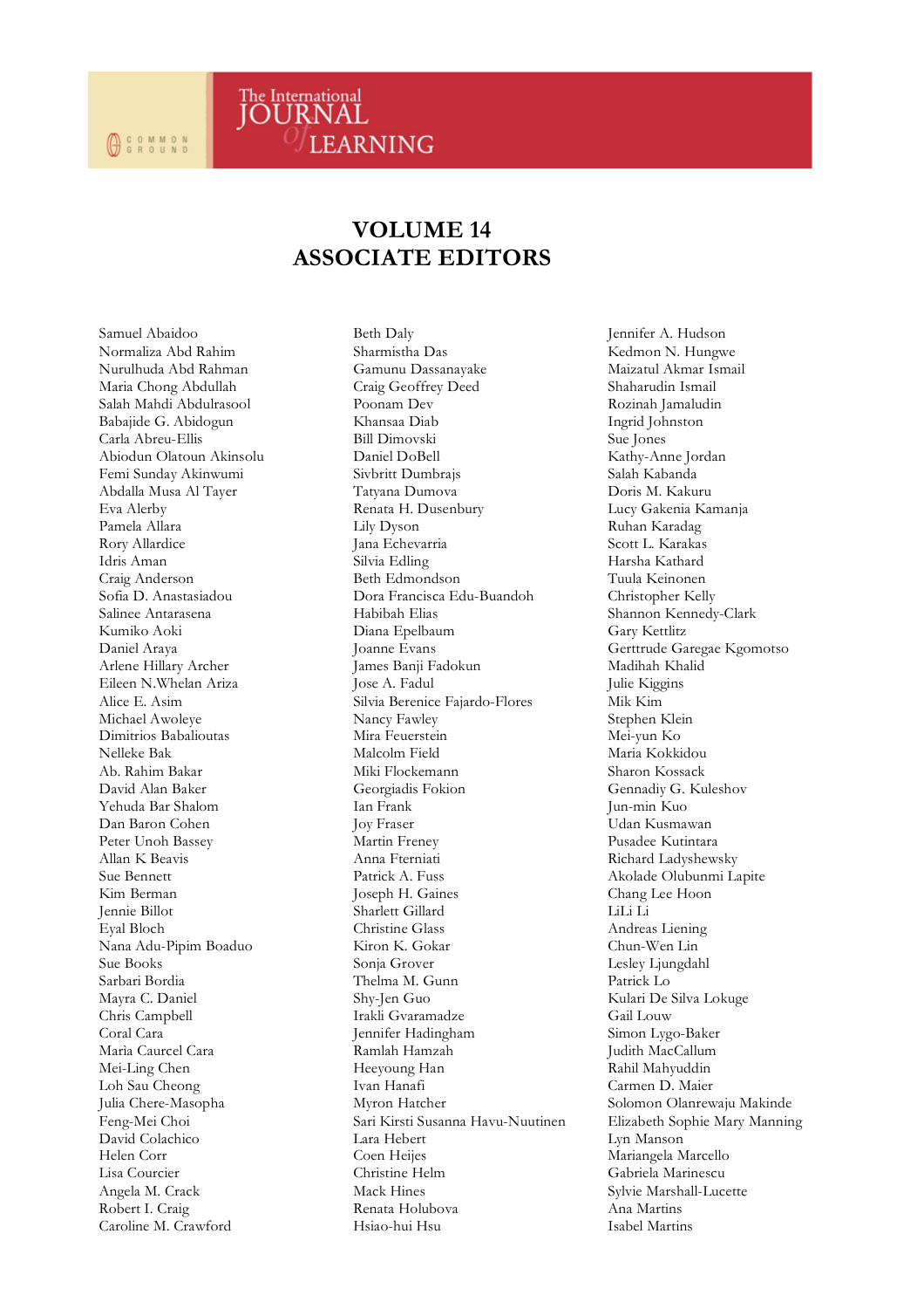# VOLUME 14
# ASSOCIATE EDITORS

Samuel Abaidoo
Normaliza Abd Rahim
Nurulhuda Abd Rahman
Maria Chong Abdullah
Salah Mahdi Abdulrasool
Babajide G. Abidogun
Carla Abreu-Ellis
Abiodun Olatoun Akinsolu
Femi Sunday Akinwumi
Abdalla Musa Al Tayer
Eva Alerby
Pamela Allara
Rory Allardice
Idris Aman
Craig Anderson
Sofia D. Anastasiadou
Salinee Antarasena
Kumiko Aoki
Daniel Araya
Arlene Hillary Archer
Eileen N.Whelan Ariza
Alice E. Asim
Michael Awoleye
Dimitrios Babalioutas
Nelleke Bak
Ab. Rahim Bakar
David Alan Baker
Yehuda Bar Shalom
Dan Baron Cohen
Peter Unoh Bassey
Allan K Beavis
Sue Bennett
Kim Berman
Jennie Billot
Eyal Bloch
Nana Adu-Pipim Boaduo
Sue Books
Sarbari Bordia
Mayra C. Daniel
Chris Campbell
Coral Cara
Marìa Caurcel Cara
Mei-Ling Chen
Loh Sau Cheong
Julia Chere-Masopha
Feng-Mei Choi
David Colachico
Helen Corr
Lisa Courcier
Angela M. Crack
Robert I. Craig
Caroline M. Crawford
Beth Daly
Sharmistha Das
Gamunu Dassanayake
Craig Geoffrey Deed
Poonam Dev
Khansaa Diab
Bill Dimovski
Daniel DoBell
Sivbritt Dumbrajs
Tatyana Dumova
Renata H. Dusenbury
Lily Dyson
Jana Echevarria
Silvia Edling
Beth Edmondson
Dora Francisca Edu-Buandoh
Habibah Elias
Diana Epelbaum
Joanne Evans
James Banji Fadokun
Jose A. Fadul
Silvia Berenice Fajardo-Flores
Nancy Fawley
Mira Feuerstein
Malcolm Field
Miki Flockemann
Georgiadis Fokion
Ian Frank
Joy Fraser
Martin Freney
Anna Fterniati
Patrick A. Fuss
Joseph H. Gaines
Sharlett Gillard
Christine Glass
Kiron K. Gokar
Sonja Grover
Thelma M. Gunn
Shy-Jen Guo
Irakli Gvaramadze
Jennifer Hadingham
Ramlah Hamzah
Heeyoung Han
Ivan Hanafi
Myron Hatcher
Sari Kirsti Susanna Havu-Nuutinen
Lara Hebert
Coen Heijes
Christine Helm
Mack Hines
Renata Holubova
Hsiao-hui Hsu
Jennifer A. Hudson
Kedmon N. Hungwe
Maizatul Akmar Ismail
Shaharudin Ismail
Rozinah Jamaludin
Ingrid Johnston
Sue Jones
Kathy-Anne Jordan
Salah Kabanda
Doris M. Kakuru
Lucy Gakenia Kamanja
Ruhan Karadag
Scott L. Karakas
Harsha Kathard
Tuula Keinonen
Christopher Kelly
Shannon Kennedy-Clark
Gary Kettlitz
Gerttrude Garegae Kgomotso
Madihah Khalid
Julie Kiggins
Mik Kim
Stephen Klein
Mei-yun Ko
Maria Kokkidou
Sharon Kossack
Gennadiy G. Kuleshov
Jun-min Kuo
Udan Kusmawan
Pusadee Kutintara
Richard Ladyshewsky
Akolade Olubunmi Lapite
Chang Lee Hoon
LiLi Li
Andreas Liening
Chun-Wen Lin
Lesley Ljungdahl
Patrick Lo
Kulari De Silva Lokuge
Gail Louw
Simon Lygo-Baker
Judith MacCallum
Rahil Mahyuddin
Carmen D. Maier
Solomon Olanrewaju Makinde
Elizabeth Sophie Mary Manning
Lyn Manson
Mariangela Marcello
Gabriela Marinescu
Sylvie Marshall-Lucette
Ana Martins
Isabel Martins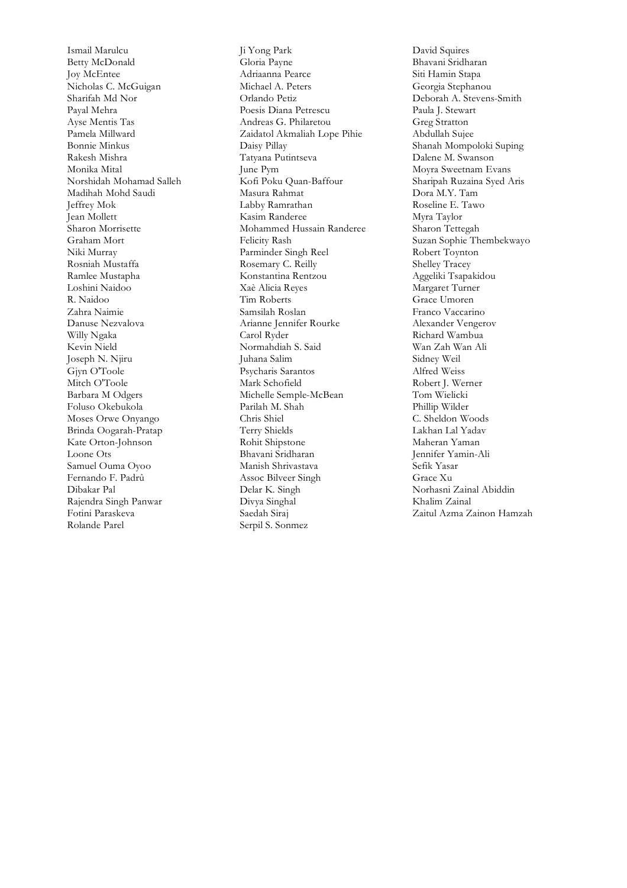Ismail Marulcu
Betty McDonald
Joy McEntee
Nicholas C. McGuigan
Sharifah Md Nor
Payal Mehra
Ayse Mentis Tas
Pamela Millward
Bonnie Minkus
Rakesh Mishra
Monika Mital
Norshidah Mohamad Salleh
Madihah Mohd Saudi
Jeffrey Mok
Jean Mollett
Sharon Morrisette
Graham Mort
Niki Murray
Rosniah Mustaffa
Ramlee Mustapha
Loshini Naidoo
R. Naidoo
Zahra Naimie
Danuse Nezvalova
Willy Ngaka
Kevin Nield
Joseph N. Njiru
Gjyn O'Toole
Mitch O'Toole
Barbara M Odgers
Foluso Okebukola
Moses Orwe Onyango
Brinda Oogarah-Pratap
Kate Orton-Johnson
Loone Ots
Samuel Ouma Oyoo
Fernando F. Padrû
Dibakar Pal
Rajendra Singh Panwar
Fotini Paraskeva
Rolande Parel
Ji Yong Park
Gloria Payne
Adriaanna Pearce
Michael A. Peters
Orlando Petiz
Poesis Diana Petrescu
Andreas G. Philaretou
Zaidatol Akmaliah Lope Pihie
Daisy Pillay
Tatyana Putintseva
June Pym
Kofi Poku Quan-Baffour
Masura Rahmat
Labby Ramrathan
Kasim Randeree
Mohammed Hussain Randeree
Felicity Rash
Parminder Singh Reel
Rosemary C. Reilly
Konstantina Rentzou
Xaè Alicia Reyes
Tim Roberts
Samsilah Roslan
Arianne Jennifer Rourke
Carol Ryder
Normahdiah S. Said
Juhana Salim
Psycharis Sarantos
Mark Schofield
Michelle Semple-McBean
Parilah M. Shah
Chris Shiel
Terry Shields
Rohit Shipstone
Bhavani Sridharan
Manish Shrivastava
Assoc Bilveer Singh
Delar K. Singh
Divya Singhal
Saedah Siraj
Serpil S. Sonmez
David Squires
Bhavani Sridharan
Siti Hamin Stapa
Georgia Stephanou
Deborah A. Stevens-Smith
Paula J. Stewart
Greg Stratton
Abdullah Sujee
Shanah Mompoloki Suping
Dalene M. Swanson
Moyra Sweetnam Evans
Sharipah Ruzaina Syed Aris
Dora M.Y. Tam
Roseline E. Tawo
Myra Taylor
Sharon Tettegah
Suzan Sophie Thembekwayo
Robert Toynton
Shelley Tracey
Aggeliki Tsapakidou
Margaret Turner
Grace Umoren
Franco Vaccarino
Alexander Vengerov
Richard Wambua
Wan Zah Wan Ali
Sidney Weil
Alfred Weiss
Robert J. Werner
Tom Wielicki
Phillip Wilder
C. Sheldon Woods
Lakhan Lal Yadav
Maheran Yaman
Jennifer Yamin-Ali
Sefik Yasar
Grace Xu
Norhasni Zainal Abiddin
Khalim Zainal
Zaitul Azma Zainon Hamzah